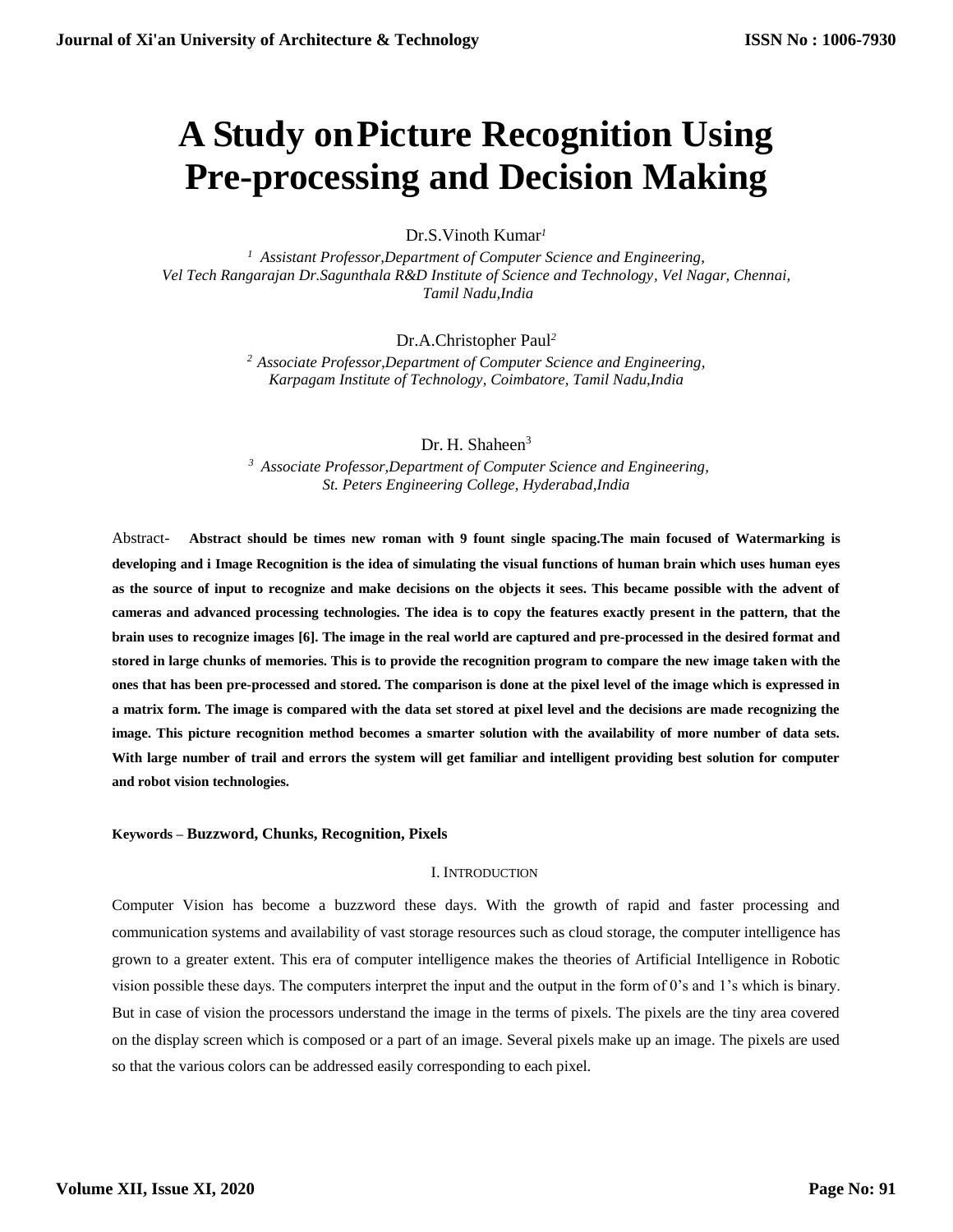# A Study onPicture Recognition Using Pre-processing and Decision Making

Dr.S.Vinoth Kumar[1]

[1] *Assistant Professor,Department of Computer Science and Engineering, Vel Tech Rangarajan Dr.Sagunthala R&D Institute of Science and Technology, Vel Nagar, Chennai, Tamil Nadu,India*

Dr.A.Christopher Paul[2]

[2] *Associate Professor,Department of Computer Science and Engineering, Karpagam Institute of Technology, Coimbatore, Tamil Nadu,India*

Dr. H. Shaheen[3]

[3] *Associate Professor,Department of Computer Science and Engineering, St. Peters Engineering College, Hyderabad,India*

Abstract- **Abstract should be times new roman with 9 fount single spacing.The main focused of Watermarking is developing and i Image Recognition is the idea of simulating the visual functions of human brain which uses human eyes as the source of input to recognize and make decisions on the objects it sees. This became possible with the advent of cameras and advanced processing technologies. The idea is to copy the features exactly present in the pattern, that the brain uses to recognize images [6]. The image in the real world are captured and pre-processed in the desired format and stored in large chunks of memories. This is to provide the recognition program to compare the new image taken with the ones that has been pre-processed and stored. The comparison is done at the pixel level of the image which is expressed in a matrix form. The image is compared with the data set stored at pixel level and the decisions are made recognizing the image. This picture recognition method becomes a smarter solution with the availability of more number of data sets. With large number of trail and errors the system will get familiar and intelligent providing best solution for computer and robot vision technologies.**

**Keywords – Buzzword, Chunks, Recognition, Pixels**

## I. Introduction

Computer Vision has become a buzzword these days. With the growth of rapid and faster processing and communication systems and availability of vast storage resources such as cloud storage, the computer intelligence has grown to a greater extent. This era of computer intelligence makes the theories of Artificial Intelligence in Robotic vision possible these days. The computers interpret the input and the output in the form of 0's and 1's which is binary. But in case of vision the processors understand the image in the terms of pixels. The pixels are the tiny area covered on the display screen which is composed or a part of an image. Several pixels make up an image. The pixels are used so that the various colors can be addressed easily corresponding to each pixel.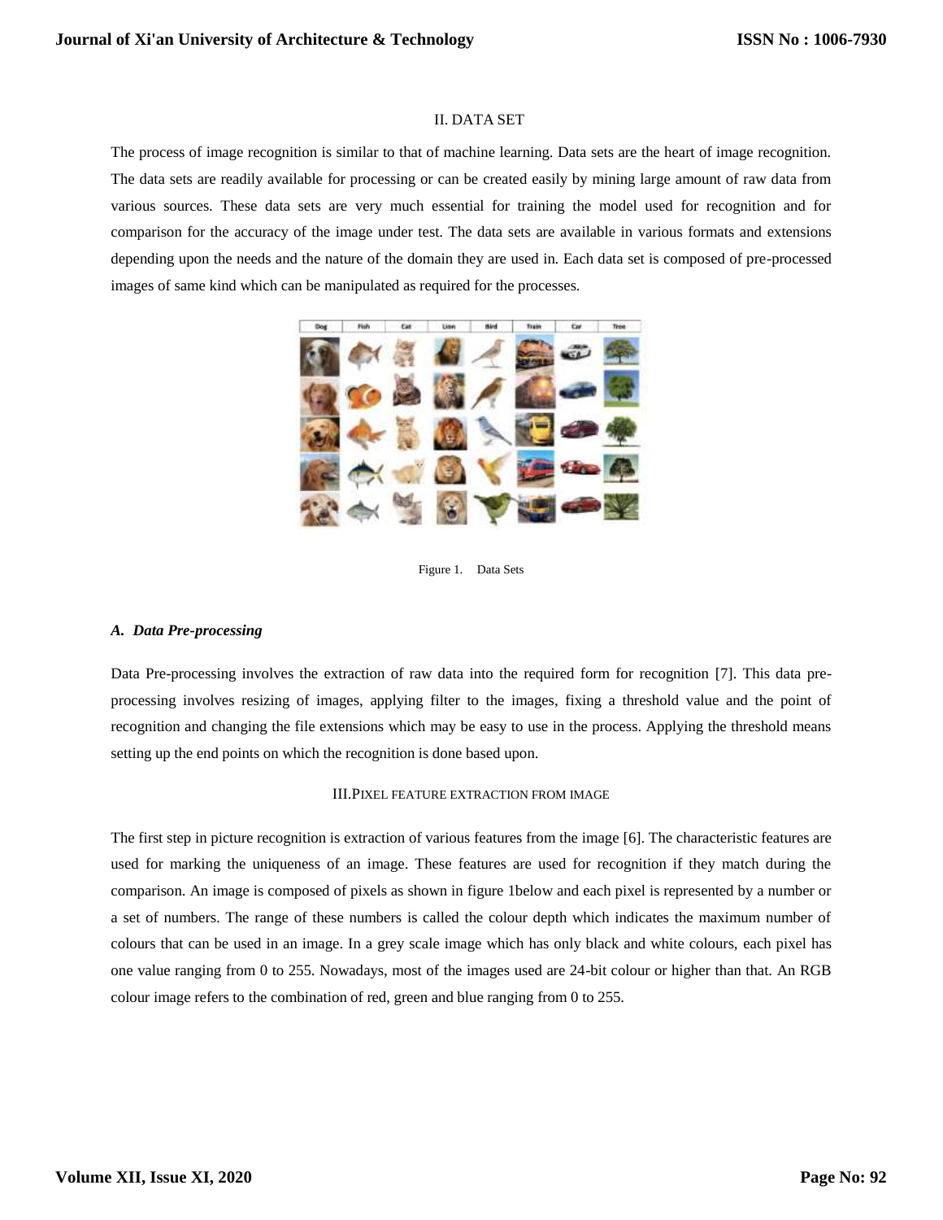## II. DATA SET

The process of image recognition is similar to that of machine learning. Data sets are the heart of image recognition. The data sets are readily available for processing or can be created easily by mining large amount of raw data from various sources. These data sets are very much essential for training the model used for recognition and for comparison for the accuracy of the image under test. The data sets are available in various formats and extensions depending upon the needs and the nature of the domain they are used in. Each data set is composed of pre-processed images of same kind which can be manipulated as required for the processes.

Figure 1. Data Sets

### *A. Data Pre-processing*

Data Pre-processing involves the extraction of raw data into the required form for recognition [7]. This data pre-processing involves resizing of images, applying filter to the images, fixing a threshold value and the point of recognition and changing the file extensions which may be easy to use in the process. Applying the threshold means setting up the end points on which the recognition is done based upon.

## III. PIXEL FEATURE EXTRACTION FROM IMAGE

The first step in picture recognition is extraction of various features from the image [6]. The characteristic features are used for marking the uniqueness of an image. These features are used for recognition if they match during the comparison. An image is composed of pixels as shown in figure 1below and each pixel is represented by a number or a set of numbers. The range of these numbers is called the colour depth which indicates the maximum number of colours that can be used in an image. In a grey scale image which has only black and white colours, each pixel has one value ranging from 0 to 255. Nowadays, most of the images used are 24-bit colour or higher than that. An RGB colour image refers to the combination of red, green and blue ranging from 0 to 255.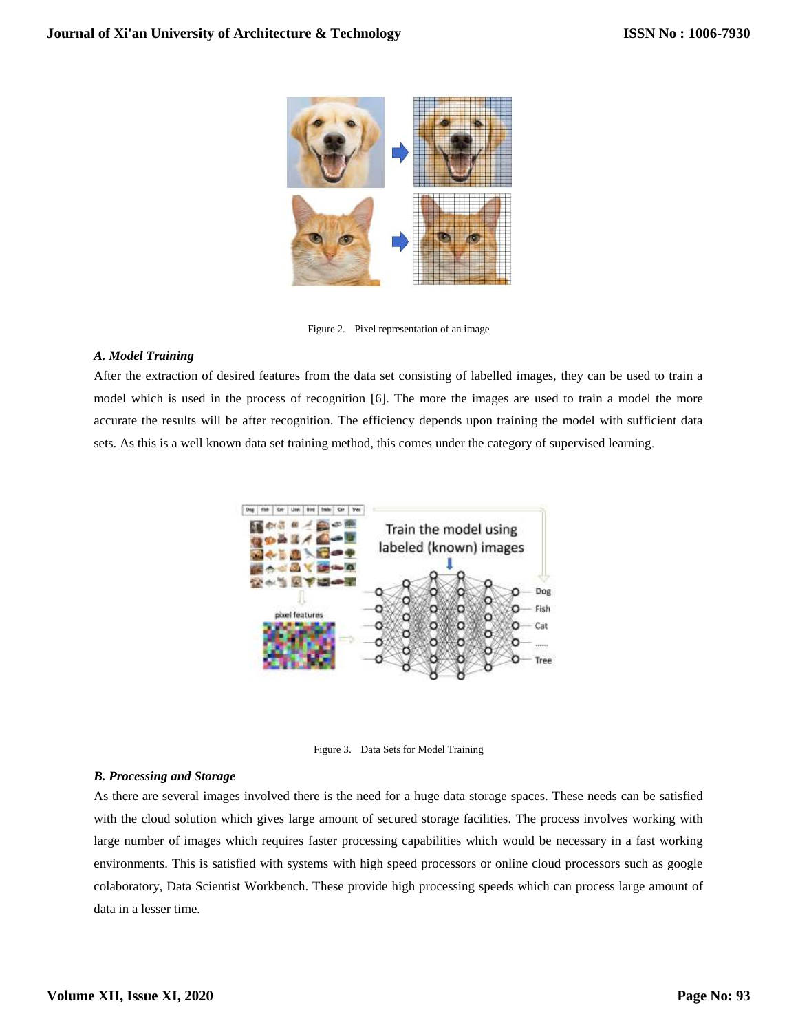Figure 2. Pixel representation of an image

### *A. Model Training*

After the extraction of desired features from the data set consisting of labelled images, they can be used to train a model which is used in the process of recognition [6]. The more the images are used to train a model the more accurate the results will be after recognition. The efficiency depends upon training the model with sufficient data sets. As this is a well known data set training method, this comes under the category of supervised learning.

Figure 3. Data Sets for Model Training

### *B. Processing and Storage*

As there are several images involved there is the need for a huge data storage spaces. These needs can be satisfied with the cloud solution which gives large amount of secured storage facilities. The process involves working with large number of images which requires faster processing capabilities which would be necessary in a fast working environments. This is satisfied with systems with high speed processors or online cloud processors such as google colaboratory, Data Scientist Workbench. These provide high processing speeds which can process large amount of data in a lesser time.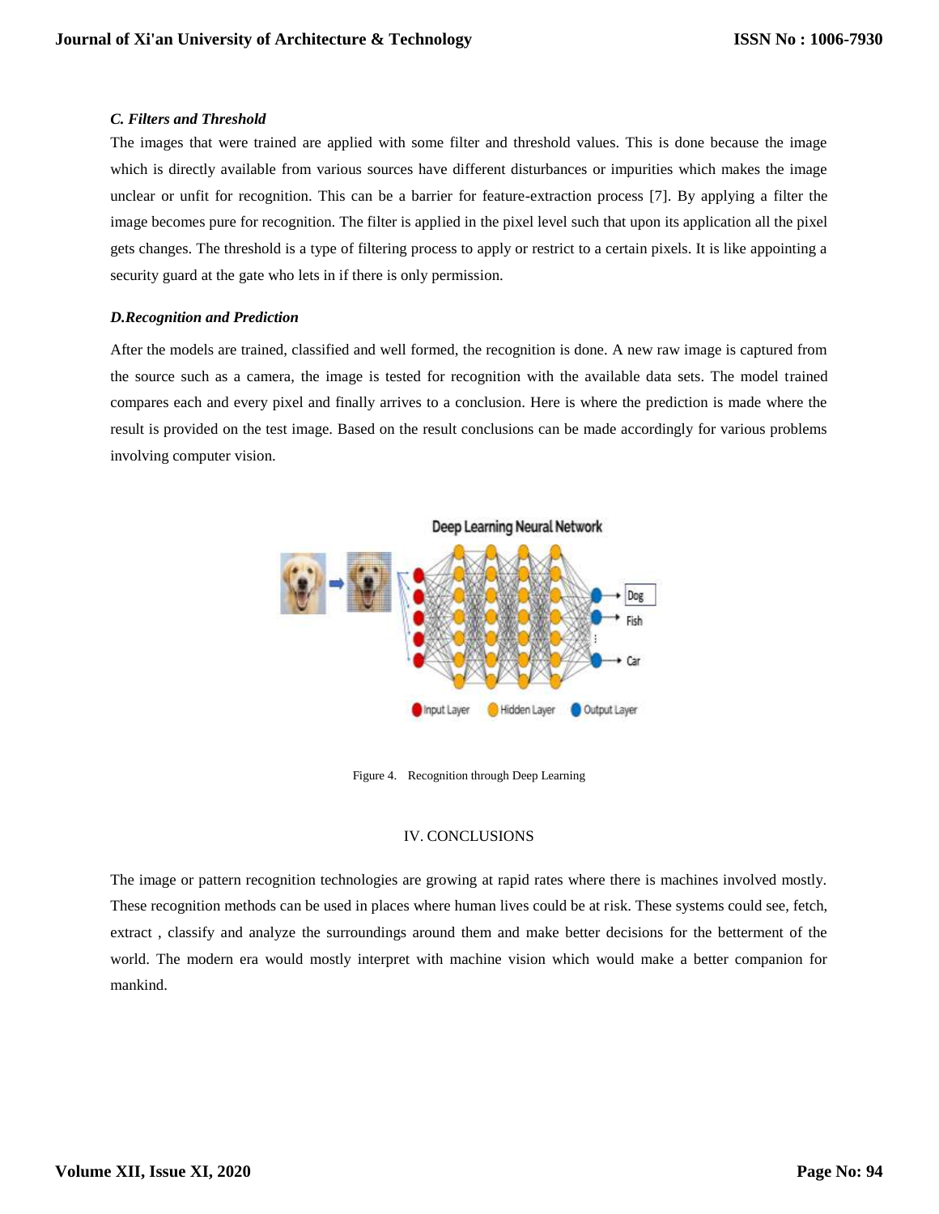### *C. Filters and Threshold*

The images that were trained are applied with some filter and threshold values. This is done because the image which is directly available from various sources have different disturbances or impurities which makes the image unclear or unfit for recognition. This can be a barrier for feature-extraction process [7]. By applying a filter the image becomes pure for recognition. The filter is applied in the pixel level such that upon its application all the pixel gets changes. The threshold is a type of filtering process to apply or restrict to a certain pixels. It is like appointing a security guard at the gate who lets in if there is only permission.

### *D.Recognition and Prediction*

After the models are trained, classified and well formed, the recognition is done. A new raw image is captured from the source such as a camera, the image is tested for recognition with the available data sets. The model trained compares each and every pixel and finally arrives to a conclusion. Here is where the prediction is made where the result is provided on the test image. Based on the result conclusions can be made accordingly for various problems involving computer vision.

Figure 4. Recognition through Deep Learning

## IV. CONCLUSIONS

The image or pattern recognition technologies are growing at rapid rates where there is machines involved mostly. These recognition methods can be used in places where human lives could be at risk. These systems could see, fetch, extract , classify and analyze the surroundings around them and make better decisions for the betterment of the world. The modern era would mostly interpret with machine vision which would make a better companion for mankind.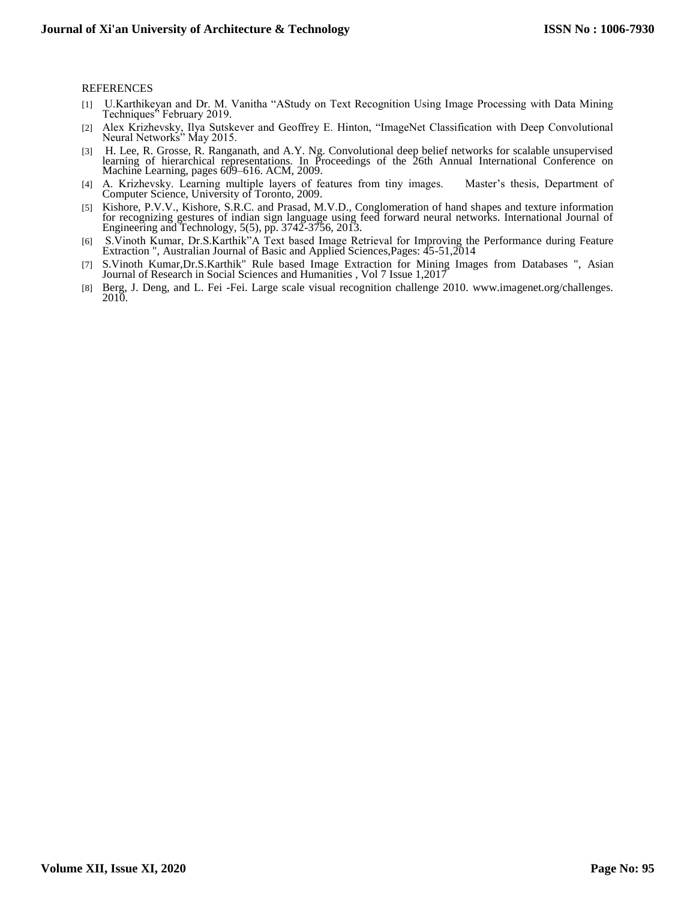REFERENCES

[1] U.Karthikeyan and Dr. M. Vanitha "AStudy on Text Recognition Using Image Processing with Data Mining Techniques" February 2019.

[2] Alex Krizhevsky, Ilya Sutskever and Geoffrey E. Hinton, "ImageNet Classification with Deep Convolutional Neural Networks" May 2015.

[3] H. Lee, R. Grosse, R. Ranganath, and A.Y. Ng. Convolutional deep belief networks for scalable unsupervised learning of hierarchical representations. In Proceedings of the 26th Annual International Conference on Machine Learning, pages 609–616. ACM, 2009.

[4] A. Krizhevsky. Learning multiple layers of features from tiny images. Master's thesis, Department of Computer Science, University of Toronto, 2009.

[5] Kishore, P.V.V., Kishore, S.R.C. and Prasad, M.V.D., Conglomeration of hand shapes and texture information for recognizing gestures of indian sign language using feed forward neural networks. International Journal of Engineering and Technology, 5(5), pp. 3742-3756, 2013.

[6] S.Vinoth Kumar, Dr.S.Karthik"A Text based Image Retrieval for Improving the Performance during Feature Extraction ", Australian Journal of Basic and Applied Sciences,Pages: 45-51,2014

[7] S.Vinoth Kumar,Dr.S.Karthik" Rule based Image Extraction for Mining Images from Databases ", Asian Journal of Research in Social Sciences and Humanities , Vol 7 Issue 1,2017

[8] Berg, J. Deng, and L. Fei -Fei. Large scale visual recognition challenge 2010. www.imagenet.org/challenges. 2010.